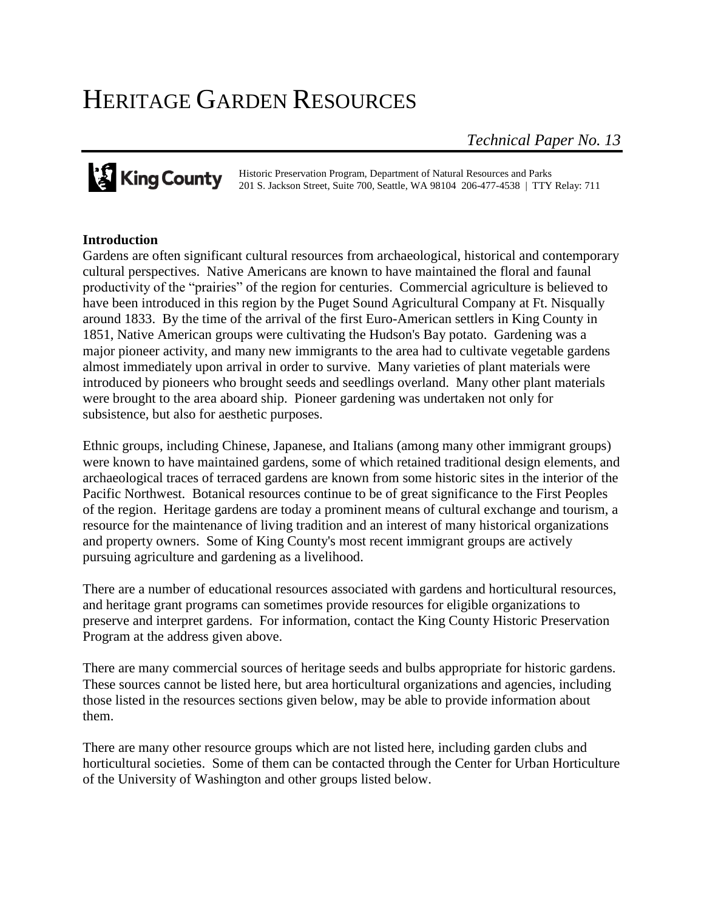# HERITAGE GARDEN RESOURCES

*Technical Paper No. 13*

King County

Historic Preservation Program, Department of Natural Resources and Parks
201 S. Jackson Street, Suite 700, Seattle, WA 98104 206-477-4538 | TTY Relay: 711

**Introduction**

Gardens are often significant cultural resources from archaeological, historical and contemporary cultural perspectives. Native Americans are known to have maintained the floral and faunal productivity of the "prairies" of the region for centuries. Commercial agriculture is believed to have been introduced in this region by the Puget Sound Agricultural Company at Ft. Nisqually around 1833. By the time of the arrival of the first Euro-American settlers in King County in 1851, Native American groups were cultivating the Hudson's Bay potato. Gardening was a major pioneer activity, and many new immigrants to the area had to cultivate vegetable gardens almost immediately upon arrival in order to survive. Many varieties of plant materials were introduced by pioneers who brought seeds and seedlings overland. Many other plant materials were brought to the area aboard ship. Pioneer gardening was undertaken not only for subsistence, but also for aesthetic purposes.

Ethnic groups, including Chinese, Japanese, and Italians (among many other immigrant groups) were known to have maintained gardens, some of which retained traditional design elements, and archaeological traces of terraced gardens are known from some historic sites in the interior of the Pacific Northwest. Botanical resources continue to be of great significance to the First Peoples of the region. Heritage gardens are today a prominent means of cultural exchange and tourism, a resource for the maintenance of living tradition and an interest of many historical organizations and property owners. Some of King County's most recent immigrant groups are actively pursuing agriculture and gardening as a livelihood.

There are a number of educational resources associated with gardens and horticultural resources, and heritage grant programs can sometimes provide resources for eligible organizations to preserve and interpret gardens. For information, contact the King County Historic Preservation Program at the address given above.

There are many commercial sources of heritage seeds and bulbs appropriate for historic gardens. These sources cannot be listed here, but area horticultural organizations and agencies, including those listed in the resources sections given below, may be able to provide information about them.

There are many other resource groups which are not listed here, including garden clubs and horticultural societies. Some of them can be contacted through the Center for Urban Horticulture of the University of Washington and other groups listed below.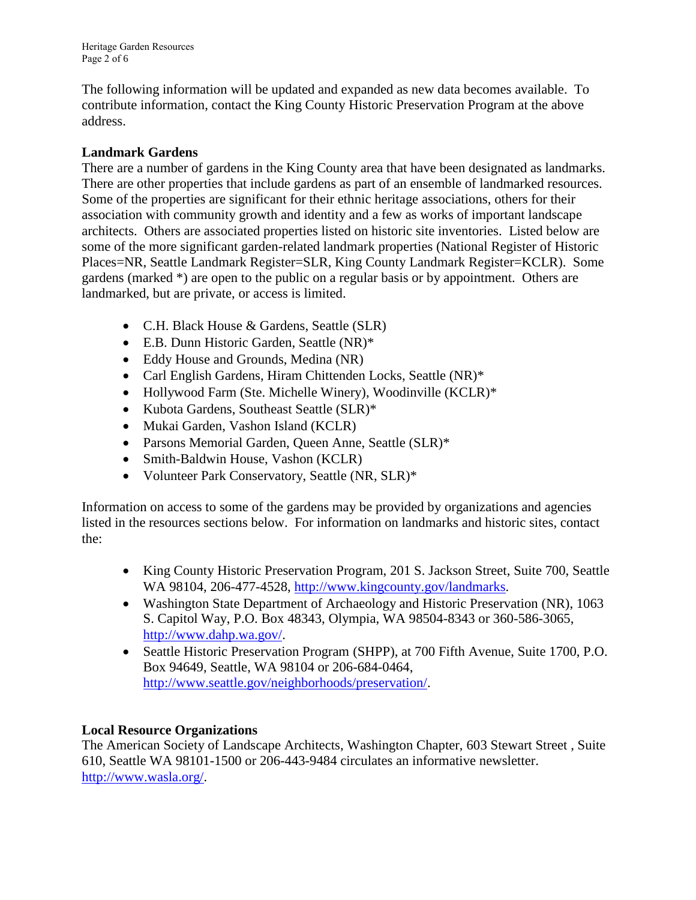The following information will be updated and expanded as new data becomes available. To contribute information, contact the King County Historic Preservation Program at the above address.

**Landmark Gardens**

There are a number of gardens in the King County area that have been designated as landmarks. There are other properties that include gardens as part of an ensemble of landmarked resources. Some of the properties are significant for their ethnic heritage associations, others for their association with community growth and identity and a few as works of important landscape architects. Others are associated properties listed on historic site inventories. Listed below are some of the more significant garden-related landmark properties (National Register of Historic Places=NR, Seattle Landmark Register=SLR, King County Landmark Register=KCLR). Some gardens (marked *) are open to the public on a regular basis or by appointment. Others are landmarked, but are private, or access is limited.

- C.H. Black House & Gardens, Seattle (SLR)
- E.B. Dunn Historic Garden, Seattle (NR)*
- Eddy House and Grounds, Medina (NR)
- Carl English Gardens, Hiram Chittenden Locks, Seattle (NR)*
- Hollywood Farm (Ste. Michelle Winery), Woodinville (KCLR)*
- Kubota Gardens, Southeast Seattle (SLR)*
- Mukai Garden, Vashon Island (KCLR)
- Parsons Memorial Garden, Queen Anne, Seattle (SLR)*
- Smith-Baldwin House, Vashon (KCLR)
- Volunteer Park Conservatory, Seattle (NR, SLR)*

Information on access to some of the gardens may be provided by organizations and agencies listed in the resources sections below. For information on landmarks and historic sites, contact the:

- King County Historic Preservation Program, 201 S. Jackson Street, Suite 700, Seattle WA 98104, 206-477-4528, http://www.kingcounty.gov/landmarks.
- Washington State Department of Archaeology and Historic Preservation (NR), 1063 S. Capitol Way, P.O. Box 48343, Olympia, WA 98504-8343 or 360-586-3065, http://www.dahp.wa.gov/.
- Seattle Historic Preservation Program (SHPP), at 700 Fifth Avenue, Suite 1700, P.O. Box 94649, Seattle, WA 98104 or 206-684-0464, http://www.seattle.gov/neighborhoods/preservation/.

**Local Resource Organizations**

The American Society of Landscape Architects, Washington Chapter, 603 Stewart Street , Suite 610, Seattle WA 98101-1500 or 206-443-9484 circulates an informative newsletter. http://www.wasla.org/.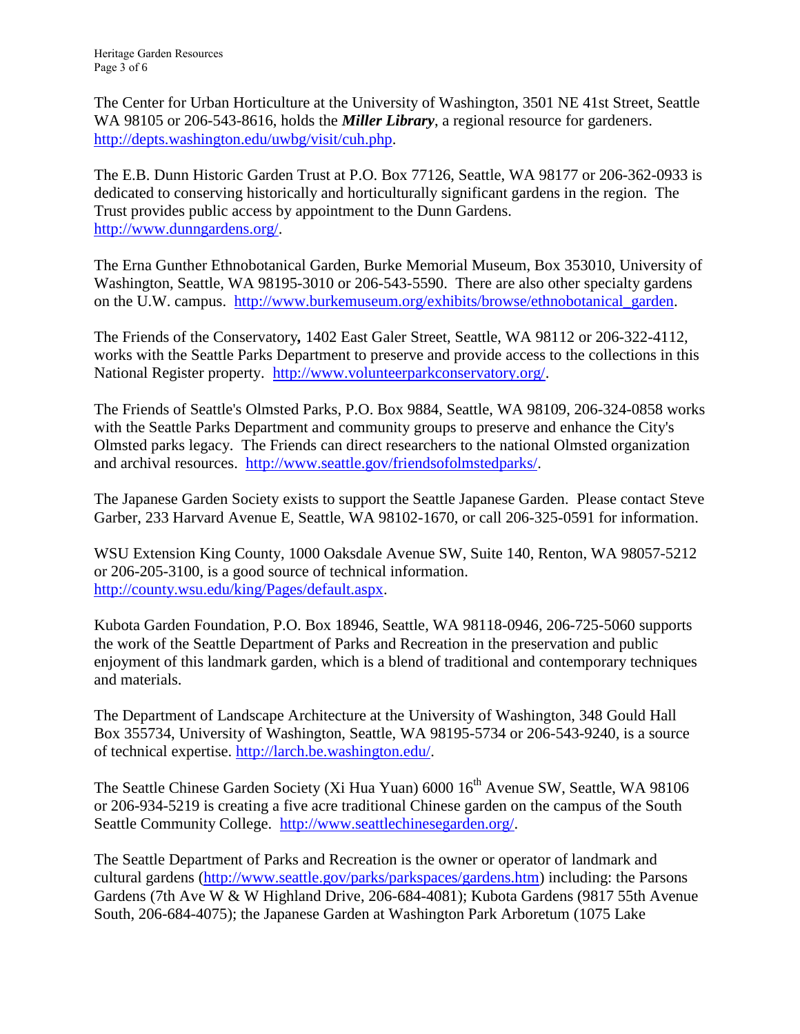The Center for Urban Horticulture at the University of Washington, 3501 NE 41st Street, Seattle WA 98105 or 206-543-8616, holds the ***Miller Library***, a regional resource for gardeners. http://depts.washington.edu/uwbg/visit/cuh.php.

The E.B. Dunn Historic Garden Trust at P.O. Box 77126, Seattle, WA 98177 or 206-362-0933 is dedicated to conserving historically and horticulturally significant gardens in the region. The Trust provides public access by appointment to the Dunn Gardens. http://www.dunngardens.org/.

The Erna Gunther Ethnobotanical Garden, Burke Memorial Museum, Box 353010, University of Washington, Seattle, WA 98195-3010 or 206-543-5590. There are also other specialty gardens on the U.W. campus. http://www.burkemuseum.org/exhibits/browse/ethnobotanical_garden.

The Friends of the Conservatory**,** 1402 East Galer Street, Seattle, WA 98112 or 206-322-4112, works with the Seattle Parks Department to preserve and provide access to the collections in this National Register property. http://www.volunteerparkconservatory.org/.

The Friends of Seattle's Olmsted Parks, P.O. Box 9884, Seattle, WA 98109, 206-324-0858 works with the Seattle Parks Department and community groups to preserve and enhance the City's Olmsted parks legacy. The Friends can direct researchers to the national Olmsted organization and archival resources. http://www.seattle.gov/friendsofolmstedparks/.

The Japanese Garden Society exists to support the Seattle Japanese Garden. Please contact Steve Garber, 233 Harvard Avenue E, Seattle, WA 98102-1670, or call 206-325-0591 for information.

WSU Extension King County, 1000 Oaksdale Avenue SW, Suite 140, Renton, WA 98057-5212 or 206-205-3100, is a good source of technical information. http://county.wsu.edu/king/Pages/default.aspx.

Kubota Garden Foundation, P.O. Box 18946, Seattle, WA 98118-0946, 206-725-5060 supports the work of the Seattle Department of Parks and Recreation in the preservation and public enjoyment of this landmark garden, which is a blend of traditional and contemporary techniques and materials.

The Department of Landscape Architecture at the University of Washington, 348 Gould Hall Box 355734, University of Washington, Seattle, WA 98195-5734 or 206-543-9240, is a source of technical expertise. http://larch.be.washington.edu/.

The Seattle Chinese Garden Society (Xi Hua Yuan) 6000 16th Avenue SW, Seattle, WA 98106 or 206-934-5219 is creating a five acre traditional Chinese garden on the campus of the South Seattle Community College. http://www.seattlechinesegarden.org/.

The Seattle Department of Parks and Recreation is the owner or operator of landmark and cultural gardens (http://www.seattle.gov/parks/parkspaces/gardens.htm) including: the Parsons Gardens (7th Ave W & W Highland Drive, 206-684-4081); Kubota Gardens (9817 55th Avenue South, 206-684-4075); the Japanese Garden at Washington Park Arboretum (1075 Lake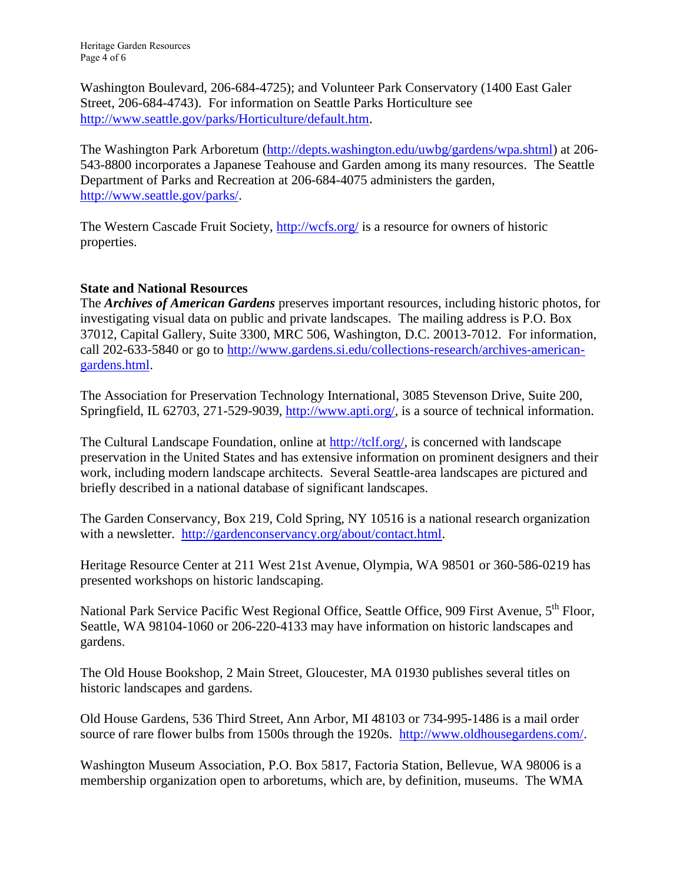Washington Boulevard, 206-684-4725); and Volunteer Park Conservatory (1400 East Galer Street, 206-684-4743). For information on Seattle Parks Horticulture see http://www.seattle.gov/parks/Horticulture/default.htm.

The Washington Park Arboretum (http://depts.washington.edu/uwbg/gardens/wpa.shtml) at 206-543-8800 incorporates a Japanese Teahouse and Garden among its many resources. The Seattle Department of Parks and Recreation at 206-684-4075 administers the garden, http://www.seattle.gov/parks/.

The Western Cascade Fruit Society, http://wcfs.org/ is a resource for owners of historic properties.

## State and National Resources

The ***Archives of American Gardens*** preserves important resources, including historic photos, for investigating visual data on public and private landscapes. The mailing address is P.O. Box 37012, Capital Gallery, Suite 3300, MRC 506, Washington, D.C. 20013-7012. For information, call 202-633-5840 or go to http://www.gardens.si.edu/collections-research/archives-american-gardens.html.

The Association for Preservation Technology International, 3085 Stevenson Drive, Suite 200, Springfield, IL 62703, 271-529-9039, http://www.apti.org/, is a source of technical information.

The Cultural Landscape Foundation, online at http://tclf.org/, is concerned with landscape preservation in the United States and has extensive information on prominent designers and their work, including modern landscape architects. Several Seattle-area landscapes are pictured and briefly described in a national database of significant landscapes.

The Garden Conservancy, Box 219, Cold Spring, NY 10516 is a national research organization with a newsletter. http://gardenconservancy.org/about/contact.html.

Heritage Resource Center at 211 West 21st Avenue, Olympia, WA 98501 or 360-586-0219 has presented workshops on historic landscaping.

National Park Service Pacific West Regional Office, Seattle Office, 909 First Avenue, 5th Floor, Seattle, WA 98104-1060 or 206-220-4133 may have information on historic landscapes and gardens.

The Old House Bookshop, 2 Main Street, Gloucester, MA 01930 publishes several titles on historic landscapes and gardens.

Old House Gardens, 536 Third Street, Ann Arbor, MI 48103 or 734-995-1486 is a mail order source of rare flower bulbs from 1500s through the 1920s. http://www.oldhousegardens.com/.

Washington Museum Association, P.O. Box 5817, Factoria Station, Bellevue, WA 98006 is a membership organization open to arboretums, which are, by definition, museums. The WMA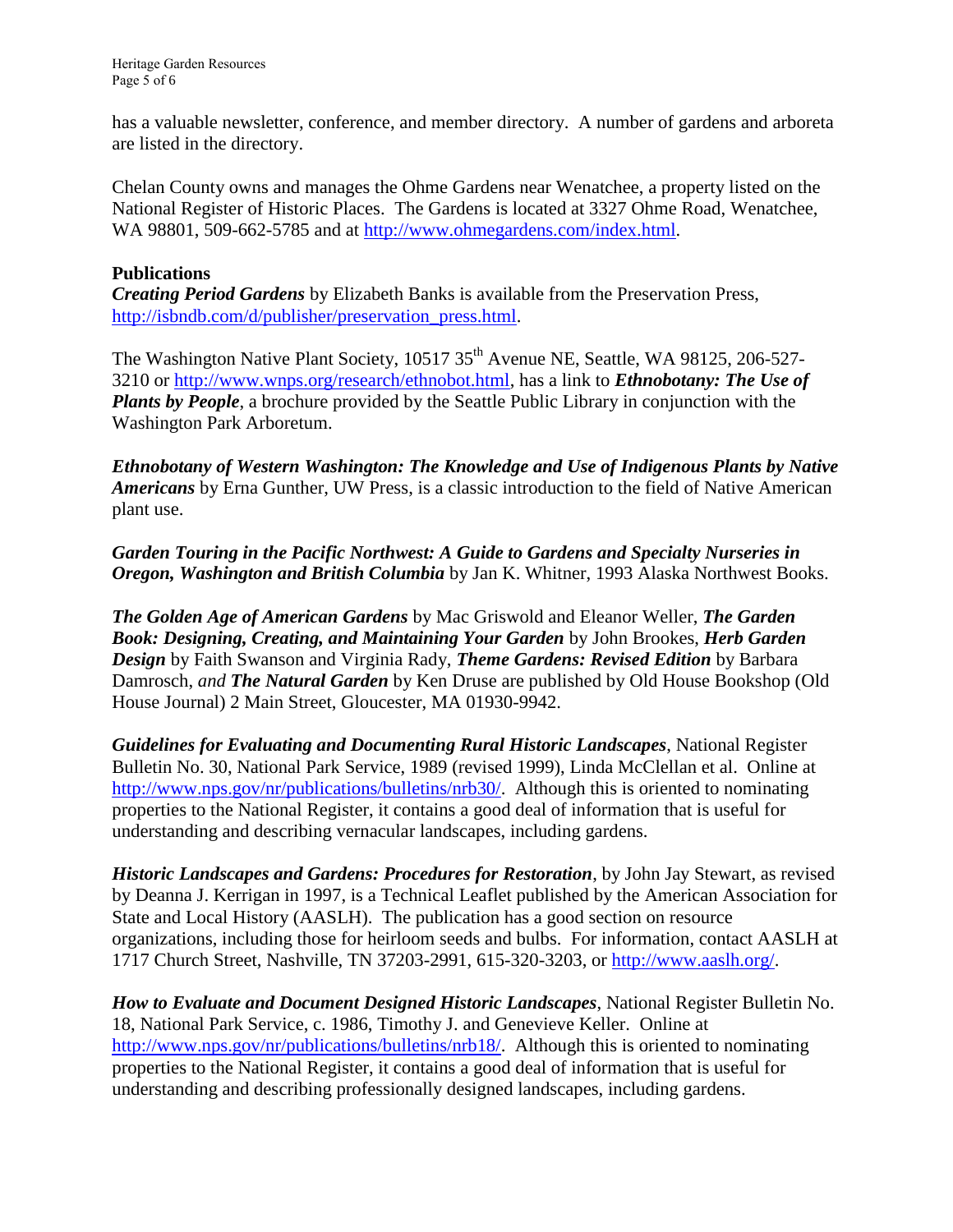has a valuable newsletter, conference, and member directory. A number of gardens and arboreta are listed in the directory.

Chelan County owns and manages the Ohme Gardens near Wenatchee, a property listed on the National Register of Historic Places. The Gardens is located at 3327 Ohme Road, Wenatchee, WA 98801, 509-662-5785 and at http://www.ohmegardens.com/index.html.

**Publications**

***Creating Period Gardens*** by Elizabeth Banks is available from the Preservation Press, http://isbndb.com/d/publisher/preservation_press.html.

The Washington Native Plant Society, 10517 35th Avenue NE, Seattle, WA 98125, 206-527-3210 or http://www.wnps.org/research/ethnobot.html, has a link to ***Ethnobotany: The Use of Plants by People***, a brochure provided by the Seattle Public Library in conjunction with the Washington Park Arboretum.

***Ethnobotany of Western Washington: The Knowledge and Use of Indigenous Plants by Native Americans*** by Erna Gunther, UW Press, is a classic introduction to the field of Native American plant use.

***Garden Touring in the Pacific Northwest: A Guide to Gardens and Specialty Nurseries in Oregon, Washington and British Columbia*** by Jan K. Whitner, 1993 Alaska Northwest Books.

***The Golden Age of American Gardens*** by Mac Griswold and Eleanor Weller, ***The Garden Book: Designing, Creating, and Maintaining Your Garden*** by John Brookes, ***Herb Garden Design*** by Faith Swanson and Virginia Rady, ***Theme Gardens: Revised Edition*** by Barbara Damrosch, *and* ***The Natural Garden*** by Ken Druse are published by Old House Bookshop (Old House Journal) 2 Main Street, Gloucester, MA 01930-9942.

***Guidelines for Evaluating and Documenting Rural Historic Landscapes***, National Register Bulletin No. 30, National Park Service, 1989 (revised 1999), Linda McClellan et al. Online at http://www.nps.gov/nr/publications/bulletins/nrb30/. Although this is oriented to nominating properties to the National Register, it contains a good deal of information that is useful for understanding and describing vernacular landscapes, including gardens.

***Historic Landscapes and Gardens: Procedures for Restoration***, by John Jay Stewart, as revised by Deanna J. Kerrigan in 1997, is a Technical Leaflet published by the American Association for State and Local History (AASLH). The publication has a good section on resource organizations, including those for heirloom seeds and bulbs. For information, contact AASLH at 1717 Church Street, Nashville, TN 37203-2991, 615-320-3203, or http://www.aaslh.org/.

***How to Evaluate and Document Designed Historic Landscapes***, National Register Bulletin No. 18, National Park Service, c. 1986, Timothy J. and Genevieve Keller. Online at http://www.nps.gov/nr/publications/bulletins/nrb18/. Although this is oriented to nominating properties to the National Register, it contains a good deal of information that is useful for understanding and describing professionally designed landscapes, including gardens.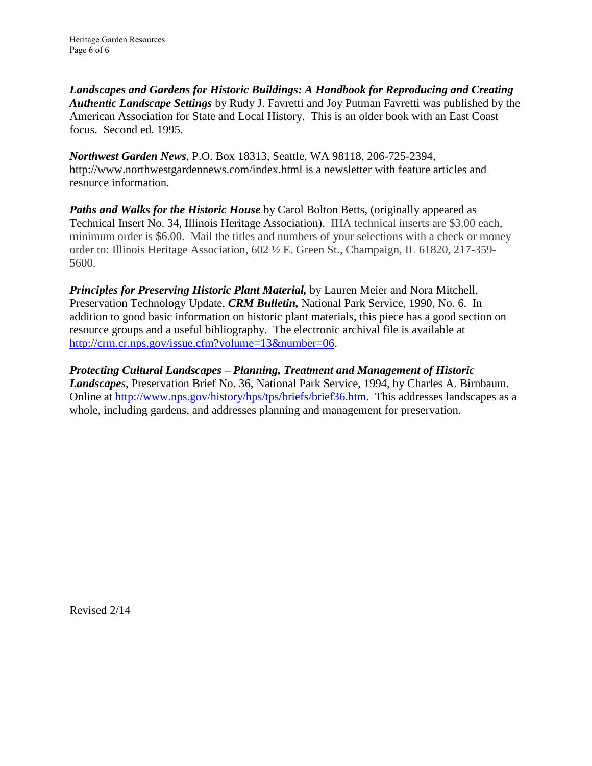***Landscapes and Gardens for Historic Buildings: A Handbook for Reproducing and Creating Authentic Landscape Settings*** by Rudy J. Favretti and Joy Putman Favretti was published by the American Association for State and Local History. This is an older book with an East Coast focus. Second ed. 1995.

***Northwest Garden News***, P.O. Box 18313, Seattle, WA 98118, 206-725-2394, http://www.northwestgardennews.com/index.html is a newsletter with feature articles and resource information.

***Paths and Walks for the Historic House*** by Carol Bolton Betts, (originally appeared as Technical Insert No. 34, Illinois Heritage Association). IHA technical inserts are $3.00 each, minimum order is $6.00. Mail the titles and numbers of your selections with a check or money order to: Illinois Heritage Association, 602 ½ E. Green St., Champaign, IL 61820, 217-359-5600.

***Principles for Preserving Historic Plant Material,*** by Lauren Meier and Nora Mitchell, Preservation Technology Update, ***CRM Bulletin,*** National Park Service, 1990, No. 6. In addition to good basic information on historic plant materials, this piece has a good section on resource groups and a useful bibliography. The electronic archival file is available at http://crm.cr.nps.gov/issue.cfm?volume=13&number=06.

***Protecting Cultural Landscapes – Planning, Treatment and Management of Historic Landscapes***, Preservation Brief No. 36, National Park Service, 1994, by Charles A. Birnbaum. Online at http://www.nps.gov/history/hps/tps/briefs/brief36.htm. This addresses landscapes as a whole, including gardens, and addresses planning and management for preservation.

Revised 2/14